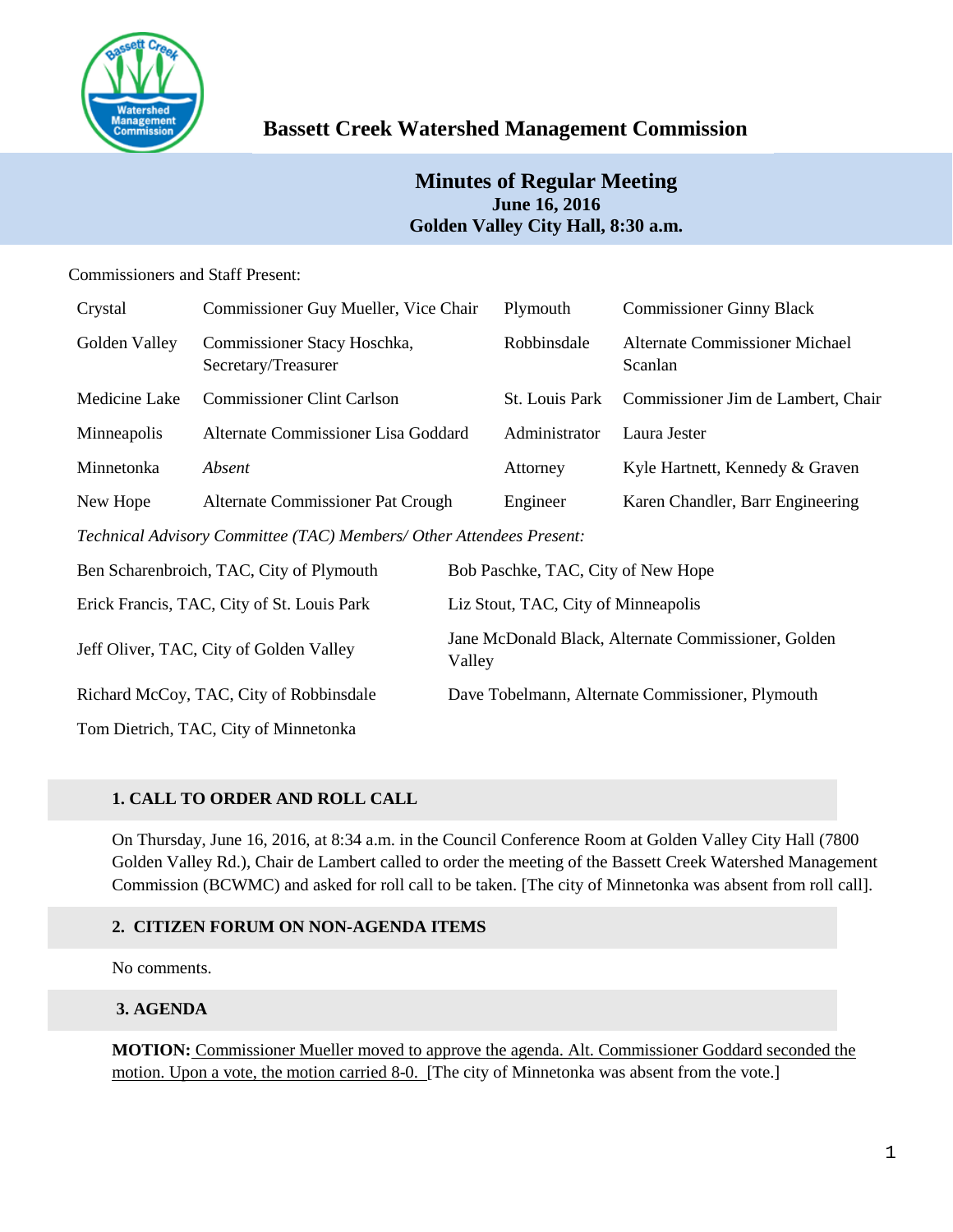# Bassett Creek Watershed Management Commission

## Minutes of Regular Meeting
**June 16, 2016**
**Golden Valley City Hall, 8:30 a.m.**

Commissioners and Staff Present:

| | | | |
|---|---|---|---|
| Crystal | Commissioner Guy Mueller, Vice Chair | Plymouth | Commissioner Ginny Black |
| Golden Valley | Commissioner Stacy Hoschka, Secretary/Treasurer | Robbinsdale | Alternate Commissioner Michael Scanlan |
| Medicine Lake | Commissioner Clint Carlson | St. Louis Park | Commissioner Jim de Lambert, Chair |
| Minneapolis | Alternate Commissioner Lisa Goddard | Administrator | Laura Jester |
| Minnetonka | *Absent* | Attorney | Kyle Hartnett, Kennedy & Graven |
| New Hope | Alternate Commissioner Pat Crough | Engineer | Karen Chandler, Barr Engineering |

*Technical Advisory Committee (TAC) Members/ Other Attendees Present:*

| | |
|---|---|
| Ben Scharenbroich, TAC, City of Plymouth | Bob Paschke, TAC, City of New Hope |
| Erick Francis, TAC, City of St. Louis Park | Liz Stout, TAC, City of Minneapolis |
| Jeff Oliver, TAC, City of Golden Valley | Jane McDonald Black, Alternate Commissioner, Golden Valley |
| Richard McCoy, TAC, City of Robbinsdale | Dave Tobelmann, Alternate Commissioner, Plymouth |
| Tom Dietrich, TAC, City of Minnetonka | |

### 1. CALL TO ORDER AND ROLL CALL

On Thursday, June 16, 2016, at 8:34 a.m. in the Council Conference Room at Golden Valley City Hall (7800 Golden Valley Rd.), Chair de Lambert called to order the meeting of the Bassett Creek Watershed Management Commission (BCWMC) and asked for roll call to be taken. [The city of Minnetonka was absent from roll call].

### 2. CITIZEN FORUM ON NON-AGENDA ITEMS

No comments.

### 3. AGENDA

**MOTION:** Commissioner Mueller moved to approve the agenda. Alt. Commissioner Goddard seconded the motion. Upon a vote, the motion carried 8-0. [The city of Minnetonka was absent from the vote.]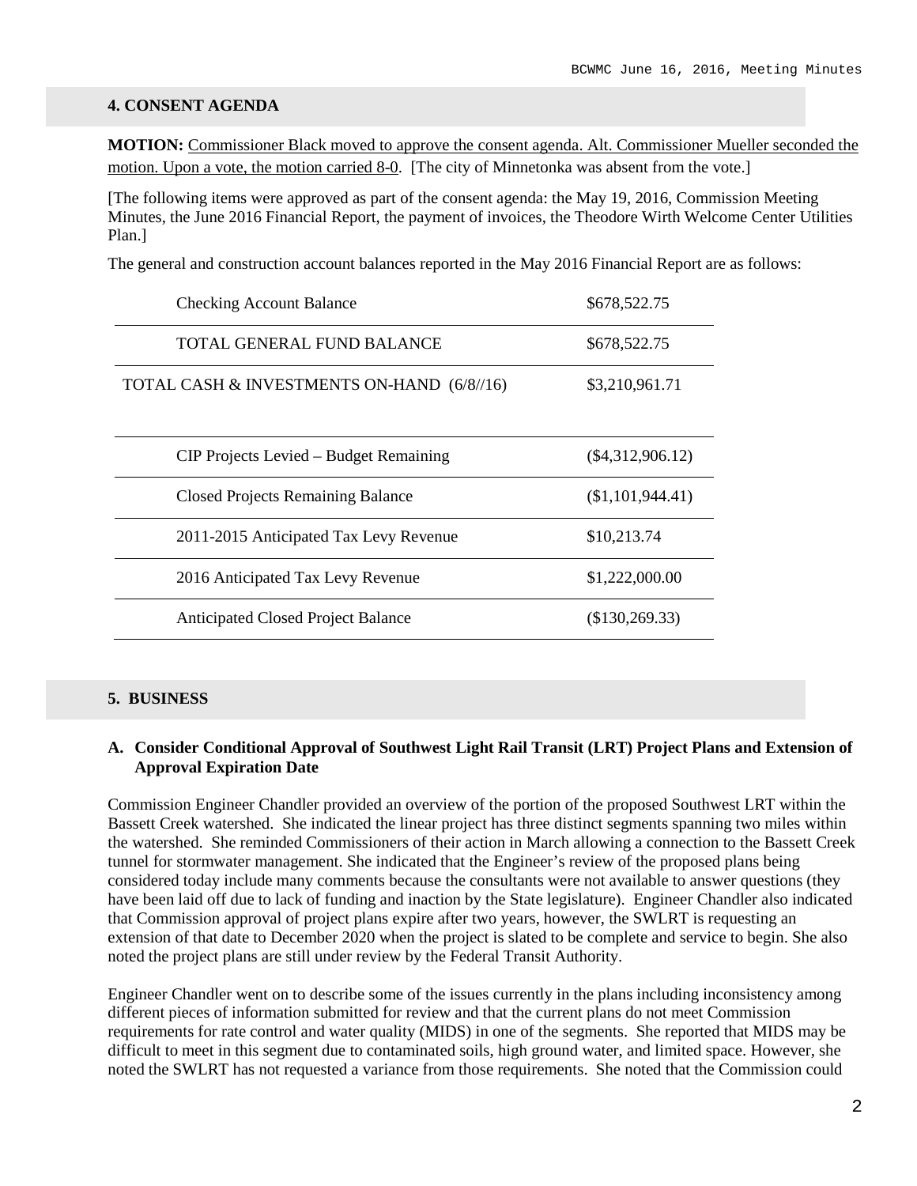## 4. CONSENT AGENDA

**MOTION:** <u>Commissioner Black moved to approve the consent agenda. Alt. Commissioner Mueller seconded the motion. Upon a vote, the motion carried 8-0</u>. [The city of Minnetonka was absent from the vote.]

[The following items were approved as part of the consent agenda: the May 19, 2016, Commission Meeting Minutes, the June 2016 Financial Report, the payment of invoices, the Theodore Wirth Welcome Center Utilities Plan.]

The general and construction account balances reported in the May 2016 Financial Report are as follows:

| | |
|---|---|
| Checking Account Balance | $678,522.75 |
| TOTAL GENERAL FUND BALANCE | $678,522.75 |
| TOTAL CASH & INVESTMENTS ON-HAND (6/8//16) | $3,210,961.71 |
| | |
| CIP Projects Levied – Budget Remaining | ($4,312,906.12) |
| Closed Projects Remaining Balance | ($1,101,944.41) |
| 2011-2015 Anticipated Tax Levy Revenue | $10,213.74 |
| 2016 Anticipated Tax Levy Revenue | $1,222,000.00 |
| Anticipated Closed Project Balance | ($130,269.33) |

## 5. BUSINESS

### A. Consider Conditional Approval of Southwest Light Rail Transit (LRT) Project Plans and Extension of Approval Expiration Date

Commission Engineer Chandler provided an overview of the portion of the proposed Southwest LRT within the Bassett Creek watershed. She indicated the linear project has three distinct segments spanning two miles within the watershed. She reminded Commissioners of their action in March allowing a connection to the Bassett Creek tunnel for stormwater management. She indicated that the Engineer's review of the proposed plans being considered today include many comments because the consultants were not available to answer questions (they have been laid off due to lack of funding and inaction by the State legislature). Engineer Chandler also indicated that Commission approval of project plans expire after two years, however, the SWLRT is requesting an extension of that date to December 2020 when the project is slated to be complete and service to begin. She also noted the project plans are still under review by the Federal Transit Authority.

Engineer Chandler went on to describe some of the issues currently in the plans including inconsistency among different pieces of information submitted for review and that the current plans do not meet Commission requirements for rate control and water quality (MIDS) in one of the segments. She reported that MIDS may be difficult to meet in this segment due to contaminated soils, high ground water, and limited space. However, she noted the SWLRT has not requested a variance from those requirements. She noted that the Commission could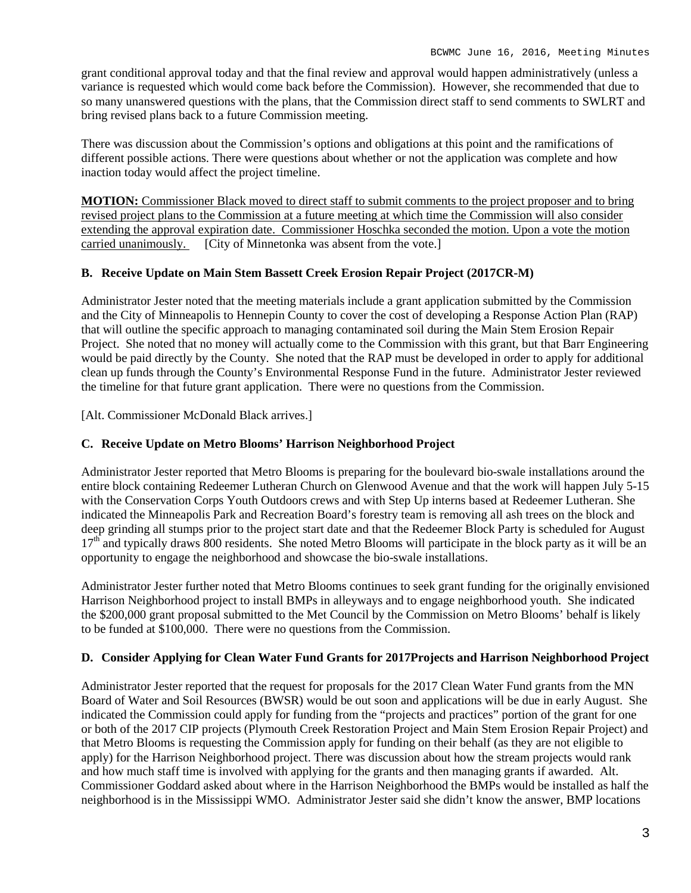grant conditional approval today and that the final review and approval would happen administratively (unless a variance is requested which would come back before the Commission). However, she recommended that due to so many unanswered questions with the plans, that the Commission direct staff to send comments to SWLRT and bring revised plans back to a future Commission meeting.

There was discussion about the Commission's options and obligations at this point and the ramifications of different possible actions. There were questions about whether or not the application was complete and how inaction today would affect the project timeline.

**MOTION:** Commissioner Black moved to direct staff to submit comments to the project proposer and to bring revised project plans to the Commission at a future meeting at which time the Commission will also consider extending the approval expiration date. Commissioner Hoschka seconded the motion. Upon a vote the motion carried unanimously. [City of Minnetonka was absent from the vote.]

### B. Receive Update on Main Stem Bassett Creek Erosion Repair Project (2017CR-M)

Administrator Jester noted that the meeting materials include a grant application submitted by the Commission and the City of Minneapolis to Hennepin County to cover the cost of developing a Response Action Plan (RAP) that will outline the specific approach to managing contaminated soil during the Main Stem Erosion Repair Project. She noted that no money will actually come to the Commission with this grant, but that Barr Engineering would be paid directly by the County. She noted that the RAP must be developed in order to apply for additional clean up funds through the County's Environmental Response Fund in the future. Administrator Jester reviewed the timeline for that future grant application. There were no questions from the Commission.

[Alt. Commissioner McDonald Black arrives.]

### C. Receive Update on Metro Blooms' Harrison Neighborhood Project

Administrator Jester reported that Metro Blooms is preparing for the boulevard bio-swale installations around the entire block containing Redeemer Lutheran Church on Glenwood Avenue and that the work will happen July 5-15 with the Conservation Corps Youth Outdoors crews and with Step Up interns based at Redeemer Lutheran. She indicated the Minneapolis Park and Recreation Board's forestry team is removing all ash trees on the block and deep grinding all stumps prior to the project start date and that the Redeemer Block Party is scheduled for August 17th and typically draws 800 residents. She noted Metro Blooms will participate in the block party as it will be an opportunity to engage the neighborhood and showcase the bio-swale installations.

Administrator Jester further noted that Metro Blooms continues to seek grant funding for the originally envisioned Harrison Neighborhood project to install BMPs in alleyways and to engage neighborhood youth. She indicated the $200,000 grant proposal submitted to the Met Council by the Commission on Metro Blooms' behalf is likely to be funded at $100,000. There were no questions from the Commission.

### D. Consider Applying for Clean Water Fund Grants for 2017Projects and Harrison Neighborhood Project

Administrator Jester reported that the request for proposals for the 2017 Clean Water Fund grants from the MN Board of Water and Soil Resources (BWSR) would be out soon and applications will be due in early August. She indicated the Commission could apply for funding from the "projects and practices" portion of the grant for one or both of the 2017 CIP projects (Plymouth Creek Restoration Project and Main Stem Erosion Repair Project) and that Metro Blooms is requesting the Commission apply for funding on their behalf (as they are not eligible to apply) for the Harrison Neighborhood project. There was discussion about how the stream projects would rank and how much staff time is involved with applying for the grants and then managing grants if awarded. Alt. Commissioner Goddard asked about where in the Harrison Neighborhood the BMPs would be installed as half the neighborhood is in the Mississippi WMO. Administrator Jester said she didn't know the answer, BMP locations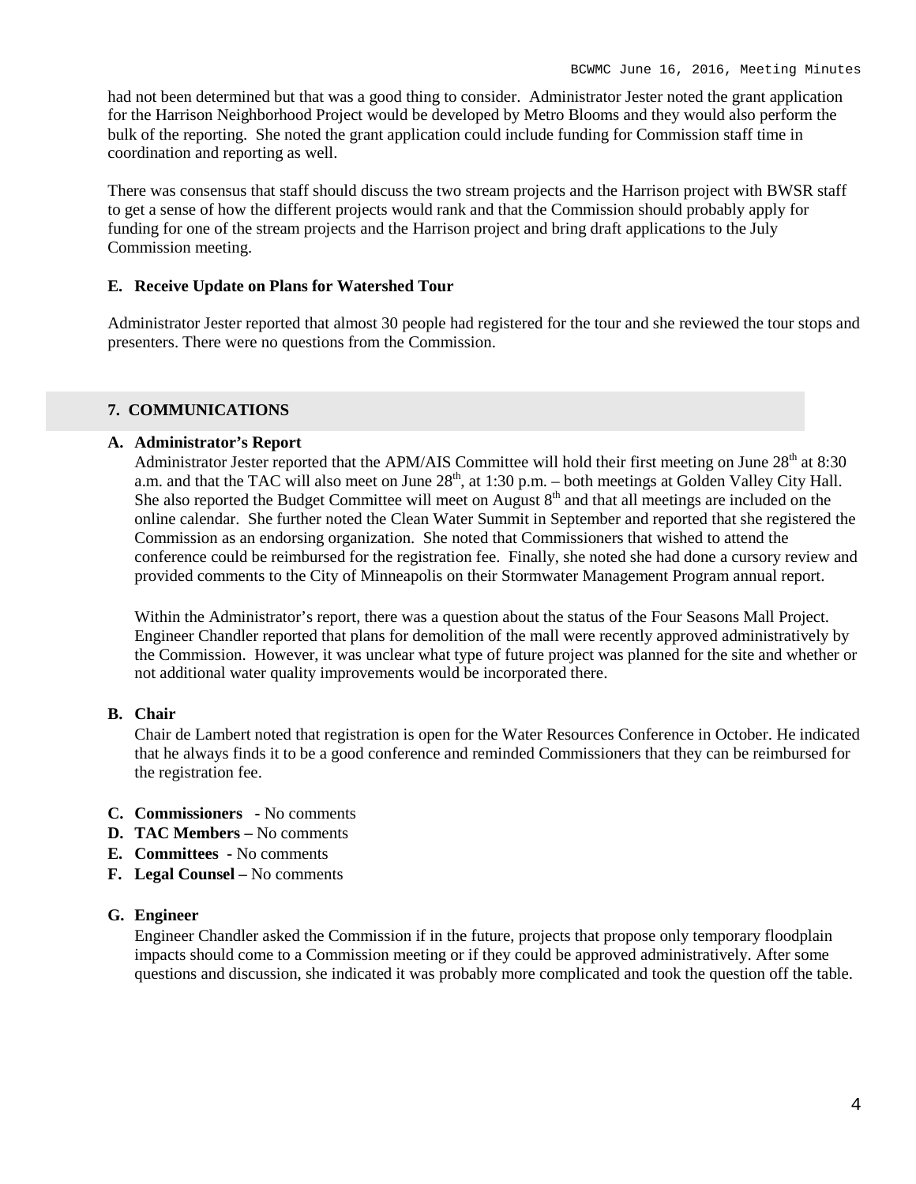had not been determined but that was a good thing to consider. Administrator Jester noted the grant application for the Harrison Neighborhood Project would be developed by Metro Blooms and they would also perform the bulk of the reporting. She noted the grant application could include funding for Commission staff time in coordination and reporting as well.

There was consensus that staff should discuss the two stream projects and the Harrison project with BWSR staff to get a sense of how the different projects would rank and that the Commission should probably apply for funding for one of the stream projects and the Harrison project and bring draft applications to the July Commission meeting.

**E. Receive Update on Plans for Watershed Tour**

Administrator Jester reported that almost 30 people had registered for the tour and she reviewed the tour stops and presenters. There were no questions from the Commission.

## 7. COMMUNICATIONS

**A. Administrator's Report**

Administrator Jester reported that the APM/AIS Committee will hold their first meeting on June 28th at 8:30 a.m. and that the TAC will also meet on June 28th, at 1:30 p.m. – both meetings at Golden Valley City Hall. She also reported the Budget Committee will meet on August 8th and that all meetings are included on the online calendar. She further noted the Clean Water Summit in September and reported that she registered the Commission as an endorsing organization. She noted that Commissioners that wished to attend the conference could be reimbursed for the registration fee. Finally, she noted she had done a cursory review and provided comments to the City of Minneapolis on their Stormwater Management Program annual report.

Within the Administrator's report, there was a question about the status of the Four Seasons Mall Project. Engineer Chandler reported that plans for demolition of the mall were recently approved administratively by the Commission. However, it was unclear what type of future project was planned for the site and whether or not additional water quality improvements would be incorporated there.

**B. Chair**

Chair de Lambert noted that registration is open for the Water Resources Conference in October. He indicated that he always finds it to be a good conference and reminded Commissioners that they can be reimbursed for the registration fee.

**C. Commissioners** - No comments

**D. TAC Members –** No comments

**E. Committees** - No comments

**F. Legal Counsel –** No comments

**G. Engineer**

Engineer Chandler asked the Commission if in the future, projects that propose only temporary floodplain impacts should come to a Commission meeting or if they could be approved administratively. After some questions and discussion, she indicated it was probably more complicated and took the question off the table.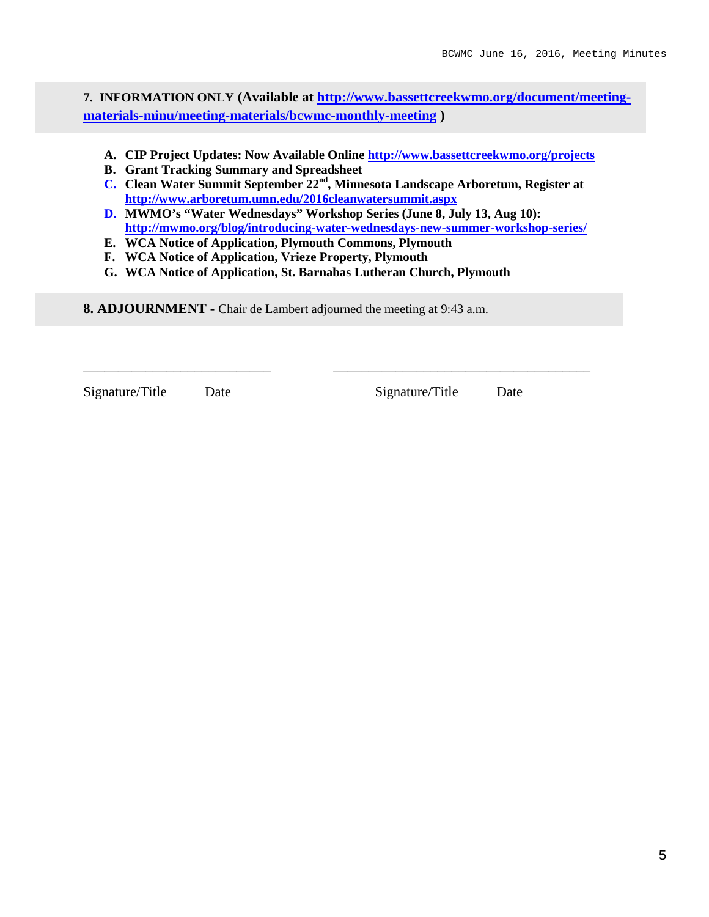## 7. INFORMATION ONLY (Available at [http://www.bassettcreekwmo.org/document/meeting-materials-minu/meeting-materials/bcwmc-monthly-meeting](http://www.bassettcreekwmo.org/document/meeting-materials-minu/meeting-materials/bcwmc-monthly-meeting) )

**A. CIP Project Updates: Now Available Online [http://www.bassettcreekwmo.org/projects](http://www.bassettcreekwmo.org/projects)**

**B. Grant Tracking Summary and Spreadsheet**

**C. Clean Water Summit September 22nd, Minnesota Landscape Arboretum, Register at [http://www.arboretum.umn.edu/2016cleanwatersummit.aspx](http://www.arboretum.umn.edu/2016cleanwatersummit.aspx)**

**D. MWMO's "Water Wednesdays" Workshop Series (June 8, July 13, Aug 10): [http://mwmo.org/blog/introducing-water-wednesdays-new-summer-workshop-series/](http://mwmo.org/blog/introducing-water-wednesdays-new-summer-workshop-series/)**

**E. WCA Notice of Application, Plymouth Commons, Plymouth**

**F. WCA Notice of Application, Vrieze Property, Plymouth**

**G. WCA Notice of Application, St. Barnabas Lutheran Church, Plymouth**

## 8. ADJOURNMENT - Chair de Lambert adjourned the meeting at 9:43 a.m.

\_\_\_\_\_\_\_\_\_\_\_\_\_\_\_\_\_\_\_\_\_\_\_\_\_\_\_\_ \_\_\_\_\_\_\_\_\_\_\_\_\_\_\_\_\_\_\_\_\_\_\_\_\_\_\_\_\_\_\_\_\_\_\_\_\_\_

Signature/Title Date Signature/Title Date